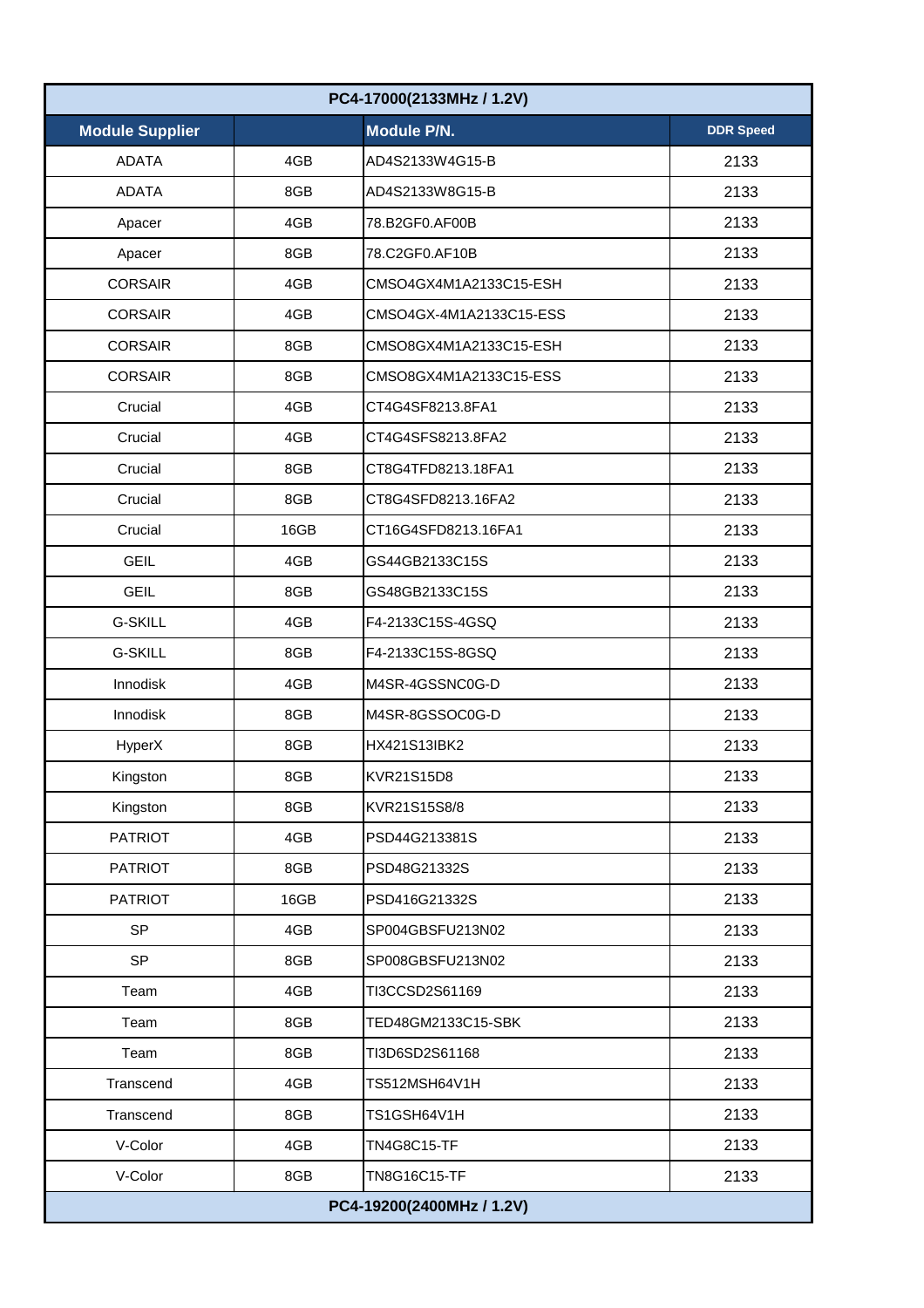| PC4-17000(2133MHz / 1.2V) | | | |
|---|---|---|---|
| **Module Supplier** | | **Module P/N.** | **DDR Speed** |
| ADATA | 4GB | AD4S2133W4G15-B | 2133 |
| ADATA | 8GB | AD4S2133W8G15-B | 2133 |
| Apacer | 4GB | 78.B2GF0.AF00B | 2133 |
| Apacer | 8GB | 78.C2GF0.AF10B | 2133 |
| CORSAIR | 4GB | CMSO4GX4M1A2133C15-ESH | 2133 |
| CORSAIR | 4GB | CMSO4GX-4M1A2133C15-ESS | 2133 |
| CORSAIR | 8GB | CMSO8GX4M1A2133C15-ESH | 2133 |
| CORSAIR | 8GB | CMSO8GX4M1A2133C15-ESS | 2133 |
| Crucial | 4GB | CT4G4SF8213.8FA1 | 2133 |
| Crucial | 4GB | CT4G4SFS8213.8FA2 | 2133 |
| Crucial | 8GB | CT8G4TFD8213.18FA1 | 2133 |
| Crucial | 8GB | CT8G4SFD8213.16FA2 | 2133 |
| Crucial | 16GB | CT16G4SFD8213.16FA1 | 2133 |
| GEIL | 4GB | GS44GB2133C15S | 2133 |
| GEIL | 8GB | GS48GB2133C15S | 2133 |
| G-SKILL | 4GB | F4-2133C15S-4GSQ | 2133 |
| G-SKILL | 8GB | F4-2133C15S-8GSQ | 2133 |
| Innodisk | 4GB | M4SR-4GSSNC0G-D | 2133 |
| Innodisk | 8GB | M4SR-8GSSOC0G-D | 2133 |
| HyperX | 8GB | HX421S13IBK2 | 2133 |
| Kingston | 8GB | KVR21S15D8 | 2133 |
| Kingston | 8GB | KVR21S15S8/8 | 2133 |
| PATRIOT | 4GB | PSD44G213381S | 2133 |
| PATRIOT | 8GB | PSD48G21332S | 2133 |
| PATRIOT | 16GB | PSD416G21332S | 2133 |
| SP | 4GB | SP004GBSFU213N02 | 2133 |
| SP | 8GB | SP008GBSFU213N02 | 2133 |
| Team | 4GB | TI3CCSD2S61169 | 2133 |
| Team | 8GB | TED48GM2133C15-SBK | 2133 |
| Team | 8GB | TI3D6SD2S61168 | 2133 |
| Transcend | 4GB | TS512MSH64V1H | 2133 |
| Transcend | 8GB | TS1GSH64V1H | 2133 |
| V-Color | 4GB | TN4G8C15-TF | 2133 |
| V-Color | 8GB | TN8G16C15-TF | 2133 |
| PC4-19200(2400MHz / 1.2V) | | | |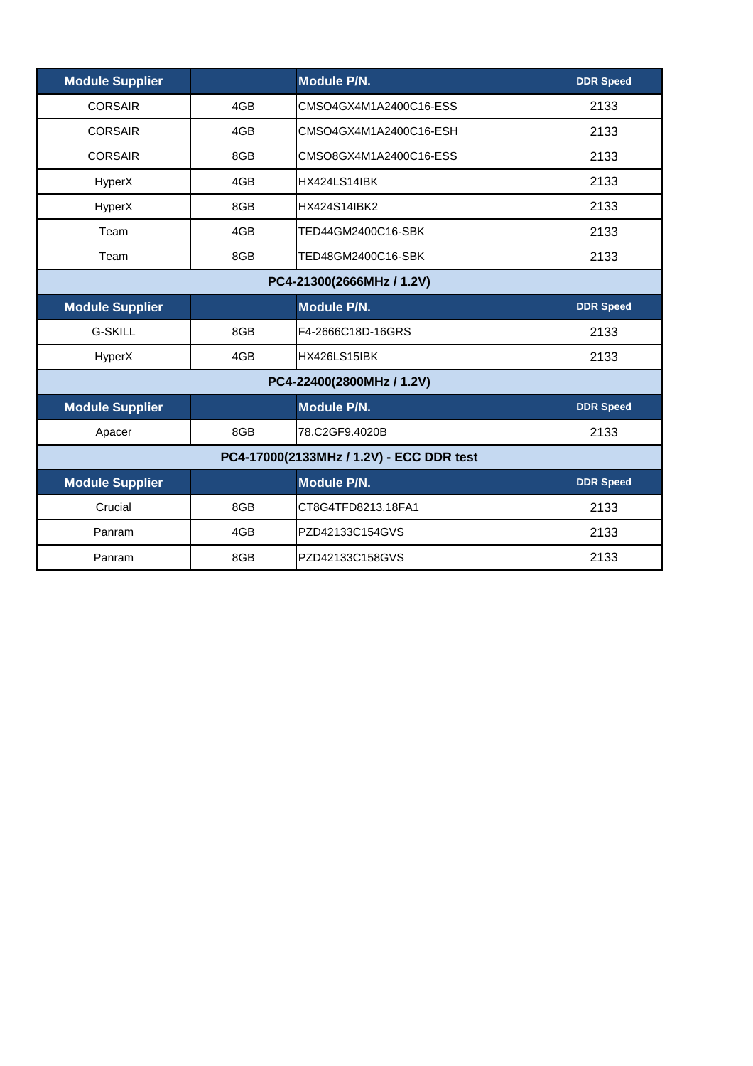| Module Supplier | | Module P/N. | DDR Speed |
|---|---|---|---|
| CORSAIR | 4GB | CMSO4GX4M1A2400C16-ESS | 2133 |
| CORSAIR | 4GB | CMSO4GX4M1A2400C16-ESH | 2133 |
| CORSAIR | 8GB | CMSO8GX4M1A2400C16-ESS | 2133 |
| HyperX | 4GB | HX424LS14IBK | 2133 |
| HyperX | 8GB | HX424S14IBK2 | 2133 |
| Team | 4GB | TED44GM2400C16-SBK | 2133 |
| Team | 8GB | TED48GM2400C16-SBK | 2133 |
| **PC4-21300(2666MHz / 1.2V)** | | | |
| **Module Supplier** | | **Module P/N.** | **DDR Speed** |
| G-SKILL | 8GB | F4-2666C18D-16GRS | 2133 |
| HyperX | 4GB | HX426LS15IBK | 2133 |
| **PC4-22400(2800MHz / 1.2V)** | | | |
| **Module Supplier** | | **Module P/N.** | **DDR Speed** |
| Apacer | 8GB | 78.C2GF9.4020B | 2133 |
| **PC4-17000(2133MHz / 1.2V) - ECC DDR test** | | | |
| **Module Supplier** | | **Module P/N.** | **DDR Speed** |
| Crucial | 8GB | CT8G4TFD8213.18FA1 | 2133 |
| Panram | 4GB | PZD42133C154GVS | 2133 |
| Panram | 8GB | PZD42133C158GVS | 2133 |